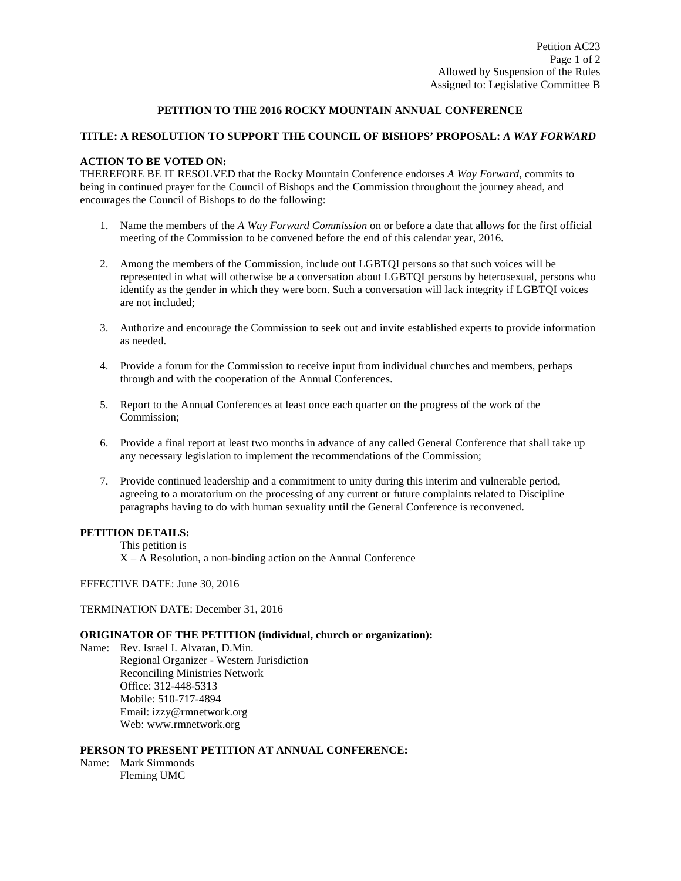Petition AC23

Allowed by Suspension of the Rules

Assigned to: Legislative Committee B

**PETITION TO THE 2016 ROCKY MOUNTAIN ANNUAL CONFERENCE**

**TITLE: A RESOLUTION TO SUPPORT THE COUNCIL OF BISHOPS' PROPOSAL: *A WAY FORWARD***

**ACTION TO BE VOTED ON:**

THEREFORE BE IT RESOLVED that the Rocky Mountain Conference endorses *A Way Forward*, commits to being in continued prayer for the Council of Bishops and the Commission throughout the journey ahead, and encourages the Council of Bishops to do the following:

1. Name the members of the *A Way Forward Commission* on or before a date that allows for the first official meeting of the Commission to be convened before the end of this calendar year, 2016.

2. Among the members of the Commission, include out LGBTQI persons so that such voices will be represented in what will otherwise be a conversation about LGBTQI persons by heterosexual, persons who identify as the gender in which they were born. Such a conversation will lack integrity if LGBTQI voices are not included;

3. Authorize and encourage the Commission to seek out and invite established experts to provide information as needed.

4. Provide a forum for the Commission to receive input from individual churches and members, perhaps through and with the cooperation of the Annual Conferences.

5. Report to the Annual Conferences at least once each quarter on the progress of the work of the Commission;

6. Provide a final report at least two months in advance of any called General Conference that shall take up any necessary legislation to implement the recommendations of the Commission;

7. Provide continued leadership and a commitment to unity during this interim and vulnerable period, agreeing to a moratorium on the processing of any current or future complaints related to Discipline paragraphs having to do with human sexuality until the General Conference is reconvened.

**PETITION DETAILS:**

This petition is

X – A Resolution, a non-binding action on the Annual Conference

EFFECTIVE DATE: June 30, 2016

TERMINATION DATE: December 31, 2016

**ORIGINATOR OF THE PETITION (individual, church or organization):**

Name: Rev. Israel I. Alvaran, D.Min.
Regional Organizer - Western Jurisdiction
Reconciling Ministries Network
Office: 312-448-5313
Mobile: 510-717-4894
Email: izzy@rmnetwork.org
Web: www.rmnetwork.org

**PERSON TO PRESENT PETITION AT ANNUAL CONFERENCE:**

Name: Mark Simmonds
Fleming UMC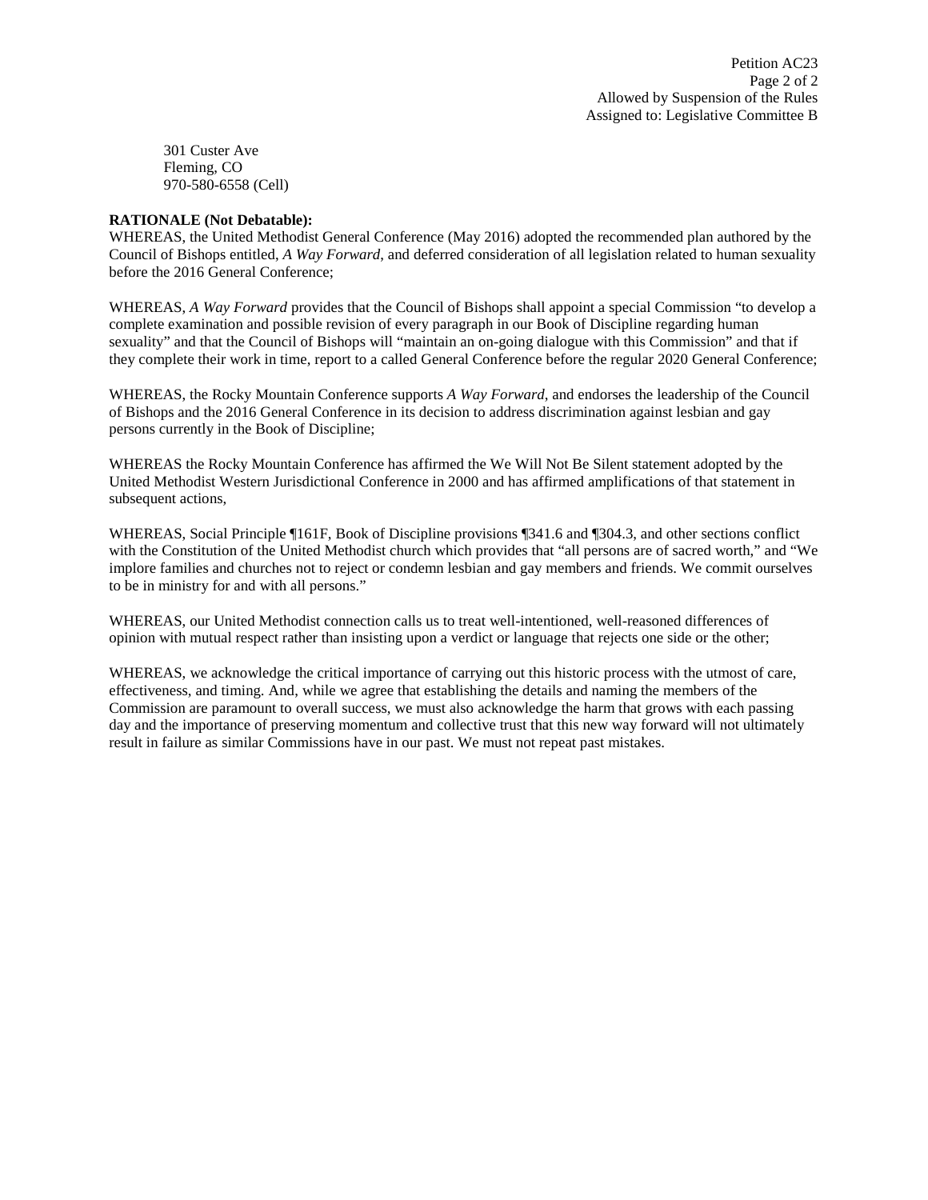301 Custer Ave
Fleming, CO
970-580-6558 (Cell)

**RATIONALE (Not Debatable):**
WHEREAS, the United Methodist General Conference (May 2016) adopted the recommended plan authored by the Council of Bishops entitled, *A Way Forward*, and deferred consideration of all legislation related to human sexuality before the 2016 General Conference;

WHEREAS, *A Way Forward* provides that the Council of Bishops shall appoint a special Commission "to develop a complete examination and possible revision of every paragraph in our Book of Discipline regarding human sexuality" and that the Council of Bishops will "maintain an on-going dialogue with this Commission" and that if they complete their work in time, report to a called General Conference before the regular 2020 General Conference;

WHEREAS, the Rocky Mountain Conference supports *A Way Forward*, and endorses the leadership of the Council of Bishops and the 2016 General Conference in its decision to address discrimination against lesbian and gay persons currently in the Book of Discipline;

WHEREAS the Rocky Mountain Conference has affirmed the We Will Not Be Silent statement adopted by the United Methodist Western Jurisdictional Conference in 2000 and has affirmed amplifications of that statement in subsequent actions,

WHEREAS, Social Principle ¶161F, Book of Discipline provisions ¶341.6 and ¶304.3, and other sections conflict with the Constitution of the United Methodist church which provides that "all persons are of sacred worth," and "We implore families and churches not to reject or condemn lesbian and gay members and friends. We commit ourselves to be in ministry for and with all persons."

WHEREAS, our United Methodist connection calls us to treat well-intentioned, well-reasoned differences of opinion with mutual respect rather than insisting upon a verdict or language that rejects one side or the other;

WHEREAS, we acknowledge the critical importance of carrying out this historic process with the utmost of care, effectiveness, and timing. And, while we agree that establishing the details and naming the members of the Commission are paramount to overall success, we must also acknowledge the harm that grows with each passing day and the importance of preserving momentum and collective trust that this new way forward will not ultimately result in failure as similar Commissions have in our past. We must not repeat past mistakes.